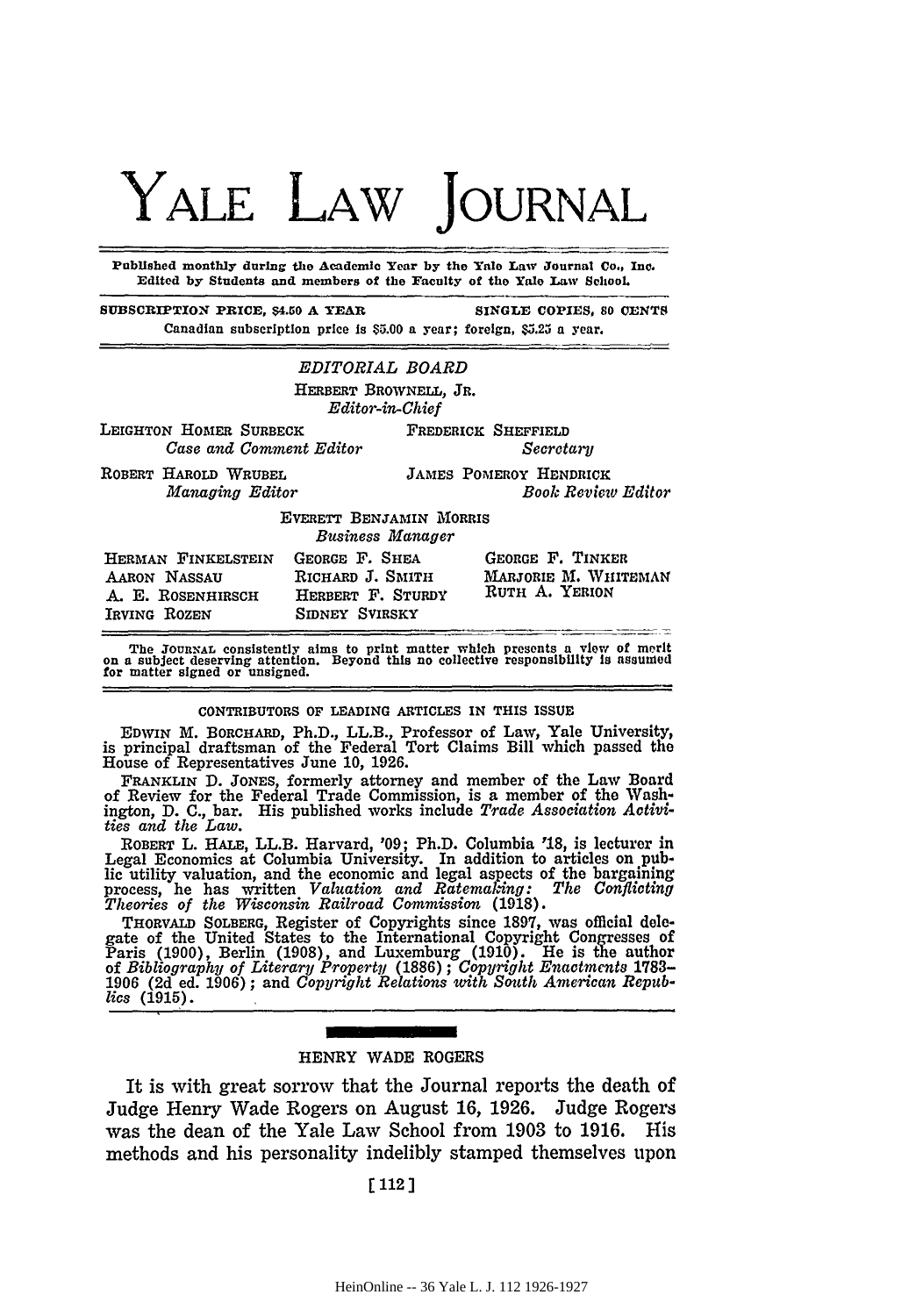# YALE LAW JOURNAL

Published monthly during the Academic Year by the Yale Law Journal Co., Inc.
Edited by Students and members of the Faculty of the Yale Law School.

SUBSCRIPTION PRICE, $4.50 A YEAR — SINGLE COPIES, 80 CENTS

Canadian subscription price is $5.00 a year; foreign, $5.25 a year.

## EDITORIAL BOARD

HERBERT BROWNELL, JR.
*Editor-in-Chief*

LEIGHTON HOMER SURBECK
*Case and Comment Editor*

FREDERICK SHEFFIELD
*Secretary*

ROBERT HAROLD WRUBEL
*Managing Editor*

JAMES POMEROY HENDRICK
*Book Review Editor*

EVERETT BENJAMIN MORRIS
*Business Manager*

| | | |
|---|---|---|
| HERMAN FINKELSTEIN | GEORGE F. SHEA | GEORGE F. TINKER |
| AARON NASSAU | RICHARD J. SMITH | MARJORIE M. WHITEMAN |
| A. E. ROSENHIRSCH | HERBERT F. STURDY | RUTH A. YERION |
| IRVING ROZEN | SIDNEY SVIRSKY | |

The JOURNAL consistently aims to print matter which presents a view of merit on a subject deserving attention. Beyond this no collective responsibility is assumed for matter signed or unsigned.

### CONTRIBUTORS OF LEADING ARTICLES IN THIS ISSUE

EDWIN M. BORCHARD, Ph.D., LL.B., Professor of Law, Yale University, is principal draftsman of the Federal Tort Claims Bill which passed the House of Representatives June 10, 1926.

FRANKLIN D. JONES, formerly attorney and member of the Law Board of Review for the Federal Trade Commission, is a member of the Washington, D. C., bar. His published works include *Trade Association Activities and the Law*.

ROBERT L. HALE, LL.B. Harvard, '09; Ph.D. Columbia '18, is lecturer in Legal Economics at Columbia University. In addition to articles on public utility valuation, and the economic and legal aspects of the bargaining process, he has written *Valuation and Ratemaking: The Conflicting Theories of the Wisconsin Railroad Commission* (1918).

THORVALD SOLBERG, Register of Copyrights since 1897, was official delegate of the United States to the International Copyright Congresses of Paris (1900), Berlin (1908), and Luxemburg (1910). He is the author of *Bibliography of Literary Property* (1886); *Copyright Enactments 1783–1906* (2d ed. 1906); and *Copyright Relations with South American Republics* (1915).

## HENRY WADE ROGERS

It is with great sorrow that the Journal reports the death of Judge Henry Wade Rogers on August 16, 1926. Judge Rogers was the dean of the Yale Law School from 1903 to 1916. His methods and his personality indelibly stamped themselves upon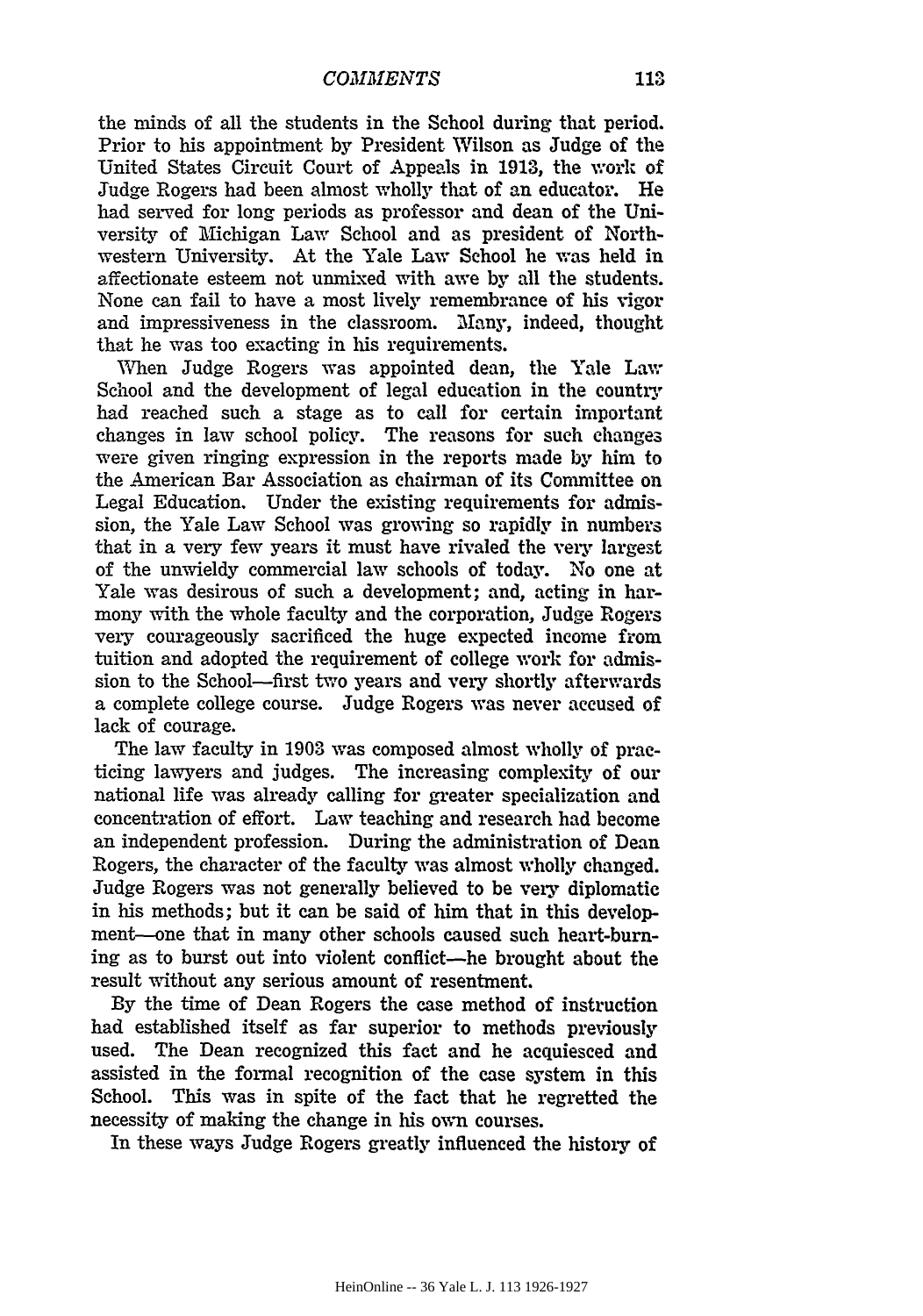the minds of all the students in the School during that period. Prior to his appointment by President Wilson as Judge of the United States Circuit Court of Appeals in 1913, the work of Judge Rogers had been almost wholly that of an educator. He had served for long periods as professor and dean of the University of Michigan Law School and as president of Northwestern University. At the Yale Law School he was held in affectionate esteem not unmixed with awe by all the students. None can fail to have a most lively remembrance of his vigor and impressiveness in the classroom. Many, indeed, thought that he was too exacting in his requirements.

When Judge Rogers was appointed dean, the Yale Law School and the development of legal education in the country had reached such a stage as to call for certain important changes in law school policy. The reasons for such changes were given ringing expression in the reports made by him to the American Bar Association as chairman of its Committee on Legal Education. Under the existing requirements for admission, the Yale Law School was growing so rapidly in numbers that in a very few years it must have rivaled the very largest of the unwieldy commercial law schools of today. No one at Yale was desirous of such a development; and, acting in harmony with the whole faculty and the corporation, Judge Rogers very courageously sacrificed the huge expected income from tuition and adopted the requirement of college work for admission to the School—first two years and very shortly afterwards a complete college course. Judge Rogers was never accused of lack of courage.

The law faculty in 1903 was composed almost wholly of practicing lawyers and judges. The increasing complexity of our national life was already calling for greater specialization and concentration of effort. Law teaching and research had become an independent profession. During the administration of Dean Rogers, the character of the faculty was almost wholly changed. Judge Rogers was not generally believed to be very diplomatic in his methods; but it can be said of him that in this development—one that in many other schools caused such heart-burning as to burst out into violent conflict—he brought about the result without any serious amount of resentment.

By the time of Dean Rogers the case method of instruction had established itself as far superior to methods previously used. The Dean recognized this fact and he acquiesced and assisted in the formal recognition of the case system in this School. This was in spite of the fact that he regretted the necessity of making the change in his own courses.

In these ways Judge Rogers greatly influenced the history of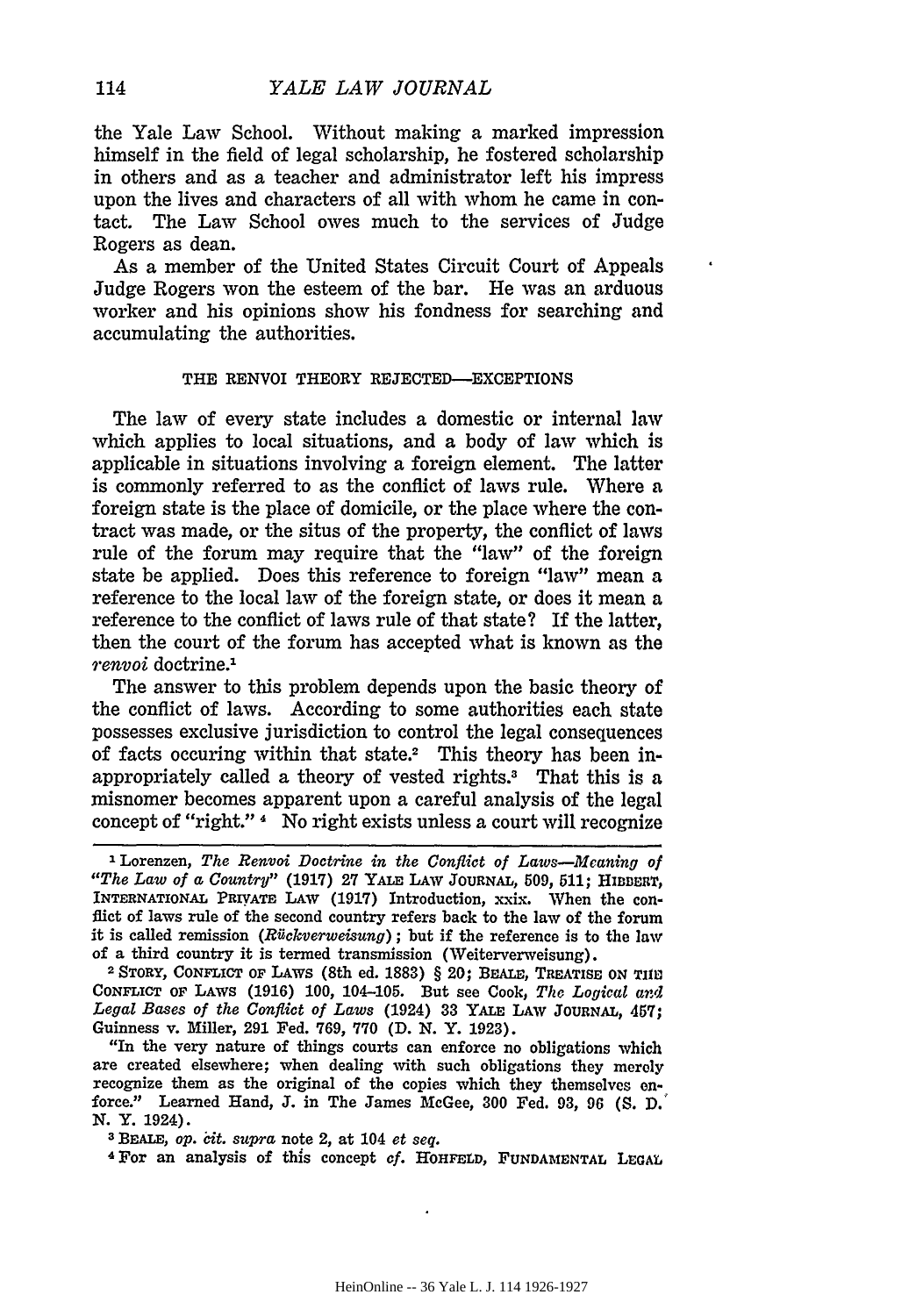the Yale Law School. Without making a marked impression himself in the field of legal scholarship, he fostered scholarship in others and as a teacher and administrator left his impress upon the lives and characters of all with whom he came in contact. The Law School owes much to the services of Judge Rogers as dean.

As a member of the United States Circuit Court of Appeals Judge Rogers won the esteem of the bar. He was an arduous worker and his opinions show his fondness for searching and accumulating the authorities.

## THE RENVOI THEORY REJECTED—EXCEPTIONS

The law of every state includes a domestic or internal law which applies to local situations, and a body of law which is applicable in situations involving a foreign element. The latter is commonly referred to as the conflict of laws rule. Where a foreign state is the place of domicile, or the place where the contract was made, or the situs of the property, the conflict of laws rule of the forum may require that the "law" of the foreign state be applied. Does this reference to foreign "law" mean a reference to the local law of the foreign state, or does it mean a reference to the conflict of laws rule of that state? If the latter, then the court of the forum has accepted what is known as the *renvoi* doctrine.[1]

The answer to this problem depends upon the basic theory of the conflict of laws. According to some authorities each state possesses exclusive jurisdiction to control the legal consequences of facts occuring within that state.[2] This theory has been inappropriately called a theory of vested rights.[3] That this is a misnomer becomes apparent upon a careful analysis of the legal concept of "right."[4] No right exists unless a court will recognize

---

[1] Lorenzen, *The Renvoi Doctrine in the Conflict of Laws—Meaning of "The Law of a Country"* (1917) 27 YALE LAW JOURNAL, 509, 511; HIBBERT, INTERNATIONAL PRIVATE LAW (1917) Introduction, xxix. When the conflict of laws rule of the second country refers back to the law of the forum it is called remission (*Rückverweisung*); but if the reference is to the law of a third country it is termed transmission (Weiterverweisung).

[2] STORY, CONFLICT OF LAWS (8th ed. 1883) § 20; BEALE, TREATISE ON THE CONFLICT OF LAWS (1916) 100, 104–105. But see Cook, *The Logical and Legal Bases of the Conflict of Laws* (1924) 33 YALE LAW JOURNAL, 457; Guinness v. Miller, 291 Fed. 769, 770 (D. N. Y. 1923).

"In the very nature of things courts can enforce no obligations which are created elsewhere; when dealing with such obligations they merely recognize them as the original of the copies which they themselves enforce." Learned Hand, J. in The James McGee, 300 Fed. 93, 96 (S. D. N. Y. 1924).

[3] BEALE, *op. cit. supra* note 2, at 104 *et seq.*

[4] For an analysis of this concept *cf.* HOHFELD, FUNDAMENTAL LEGAL